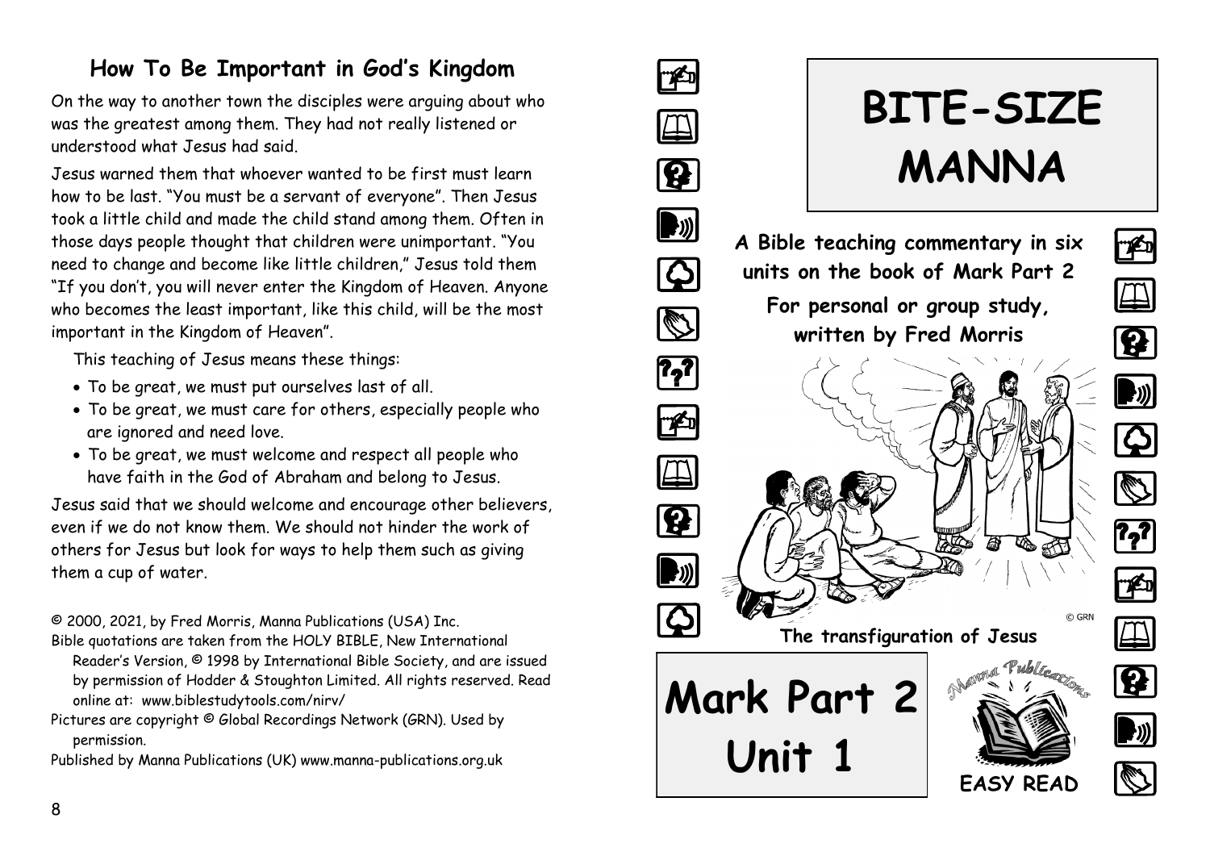## How To Be Important in God's Kingdom

On the way to another town the disciples were arguing about who was the greatest among them. They had not really listened or understood what Jesus had said.

Jesus warned them that whoever wanted to be first must learn how to be last. "You must be a servant of everyone". Then Jesus took a little child and made the child stand among them. Often in those days people thought that children were unimportant. "You need to change and become like little children," Jesus told them "If you don't, you will never enter the Kingdom of Heaven. Anyone who becomes the least important, like this child, will be the most important in the Kingdom of Heaven".

This teaching of Jesus means these things:

- To be great, we must put ourselves last of all.
- To be great, we must care for others, especially people who are ignored and need love.
- To be great, we must welcome and respect all people who have faith in the God of Abraham and belong to Jesus.

Jesus said that we should welcome and encourage other believers, even if we do not know them. We should not hinder the work of others for Jesus but look for ways to help them such as giving them a cup of water.

© 2000, 2021, by Fred Morris, Manna Publications (USA) Inc.

Bible quotations are taken from the HOLY BIBLE, New International Reader's Version, © 1998 by International Bible Society, and are issued by permission of Hodder & Stoughton Limited. All rights reserved. Read online at: www.biblestudytools.com/nirv/

Pictures are copyright © Global Recordings Network (GRN). Used by permission.

Published by Manna Publications (UK) www.manna-publications.org.uk

# BITE-SIZE MANNA

**A Bible teaching commentary in six units on the book of Mark Part 2**

**For personal or group study, written by Fred Morris**

© GRN

**The transfiguration of Jesus**

# Mark Part 2 Unit 1

Manna Publications

**EASY READ**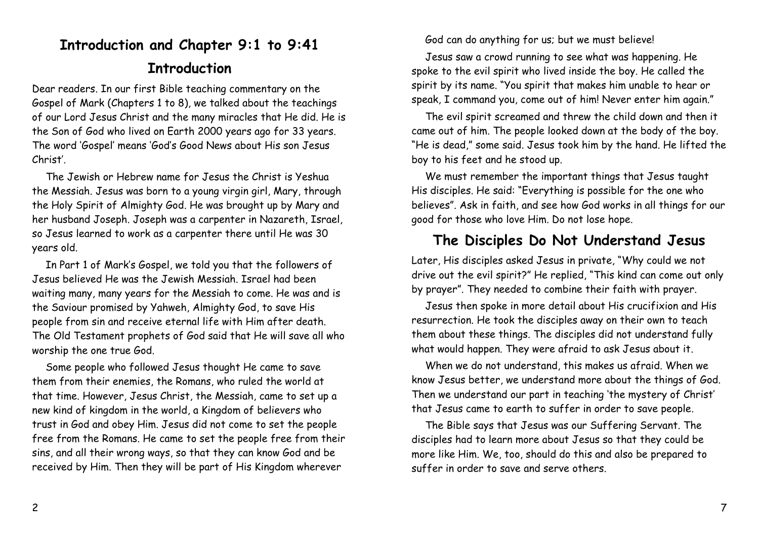# Introduction and Chapter 9:1 to 9:41

## Introduction

Dear readers. In our first Bible teaching commentary on the Gospel of Mark (Chapters 1 to 8), we talked about the teachings of our Lord Jesus Christ and the many miracles that He did. He is the Son of God who lived on Earth 2000 years ago for 33 years. The word 'Gospel' means 'God's Good News about His son Jesus Christ'.

The Jewish or Hebrew name for Jesus the Christ is Yeshua the Messiah. Jesus was born to a young virgin girl, Mary, through the Holy Spirit of Almighty God. He was brought up by Mary and her husband Joseph. Joseph was a carpenter in Nazareth, Israel, so Jesus learned to work as a carpenter there until He was 30 years old.

In Part 1 of Mark's Gospel, we told you that the followers of Jesus believed He was the Jewish Messiah. Israel had been waiting many, many years for the Messiah to come. He was and is the Saviour promised by Yahweh, Almighty God, to save His people from sin and receive eternal life with Him after death. The Old Testament prophets of God said that He will save all who worship the one true God.

Some people who followed Jesus thought He came to save them from their enemies, the Romans, who ruled the world at that time. However, Jesus Christ, the Messiah, came to set up a new kind of kingdom in the world, a Kingdom of believers who trust in God and obey Him. Jesus did not come to set the people free from the Romans. He came to set the people free from their sins, and all their wrong ways, so that they can know God and be received by Him. Then they will be part of His Kingdom wherever

God can do anything for us; but we must believe!

Jesus saw a crowd running to see what was happening. He spoke to the evil spirit who lived inside the boy. He called the spirit by its name. "You spirit that makes him unable to hear or speak, I command you, come out of him! Never enter him again."

The evil spirit screamed and threw the child down and then it came out of him. The people looked down at the body of the boy. "He is dead," some said. Jesus took him by the hand. He lifted the boy to his feet and he stood up.

We must remember the important things that Jesus taught His disciples. He said: "Everything is possible for the one who believes". Ask in faith, and see how God works in all things for our good for those who love Him. Do not lose hope.

## The Disciples Do Not Understand Jesus

Later, His disciples asked Jesus in private, "Why could we not drive out the evil spirit?" He replied, "This kind can come out only by prayer". They needed to combine their faith with prayer.

Jesus then spoke in more detail about His crucifixion and His resurrection. He took the disciples away on their own to teach them about these things. The disciples did not understand fully what would happen. They were afraid to ask Jesus about it.

When we do not understand, this makes us afraid. When we know Jesus better, we understand more about the things of God. Then we understand our part in teaching 'the mystery of Christ' that Jesus came to earth to suffer in order to save people.

The Bible says that Jesus was our Suffering Servant. The disciples had to learn more about Jesus so that they could be more like Him. We, too, should do this and also be prepared to suffer in order to save and serve others.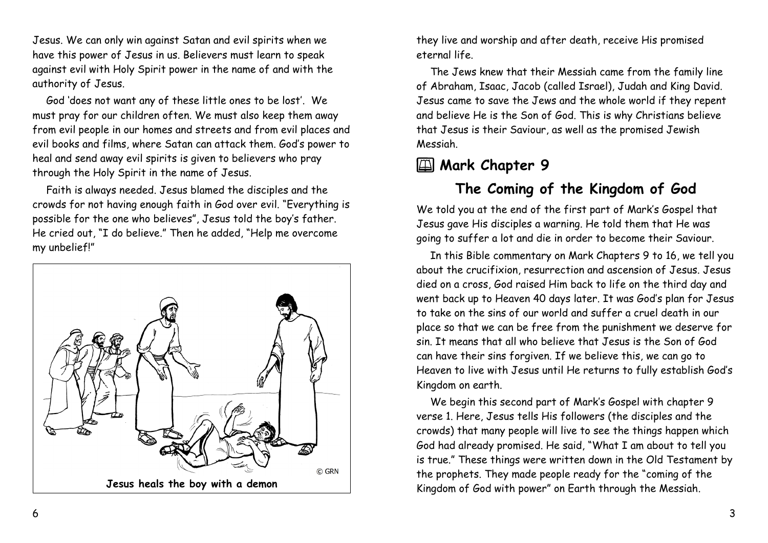Jesus. We can only win against Satan and evil spirits when we have this power of Jesus in us. Believers must learn to speak against evil with Holy Spirit power in the name of and with the authority of Jesus.

God 'does not want any of these little ones to be lost'. We must pray for our children often. We must also keep them away from evil people in our homes and streets and from evil places and evil books and films, where Satan can attack them. God's power to heal and send away evil spirits is given to believers who pray through the Holy Spirit in the name of Jesus.

Faith is always needed. Jesus blamed the disciples and the crowds for not having enough faith in God over evil. "Everything is possible for the one who believes", Jesus told the boy's father. He cried out, "I do believe." Then he added, "Help me overcome my unbelief!"

© GRN

**Jesus heals the boy with a demon**

they live and worship and after death, receive His promised eternal life.

The Jews knew that their Messiah came from the family line of Abraham, Isaac, Jacob (called Israel), Judah and King David. Jesus came to save the Jews and the whole world if they repent and believe He is the Son of God. This is why Christians believe that Jesus is their Saviour, as well as the promised Jewish Messiah.

## Mark Chapter 9

## The Coming of the Kingdom of God

We told you at the end of the first part of Mark's Gospel that Jesus gave His disciples a warning. He told them that He was going to suffer a lot and die in order to become their Saviour.

In this Bible commentary on Mark Chapters 9 to 16, we tell you about the crucifixion, resurrection and ascension of Jesus. Jesus died on a cross, God raised Him back to life on the third day and went back up to Heaven 40 days later. It was God's plan for Jesus to take on the sins of our world and suffer a cruel death in our place so that we can be free from the punishment we deserve for sin. It means that all who believe that Jesus is the Son of God can have their sins forgiven. If we believe this, we can go to Heaven to live with Jesus until He returns to fully establish God's Kingdom on earth.

We begin this second part of Mark's Gospel with chapter 9 verse 1. Here, Jesus tells His followers (the disciples and the crowds) that many people will live to see the things happen which God had already promised. He said, "What I am about to tell you is true." These things were written down in the Old Testament by the prophets. They made people ready for the "coming of the Kingdom of God with power" on Earth through the Messiah.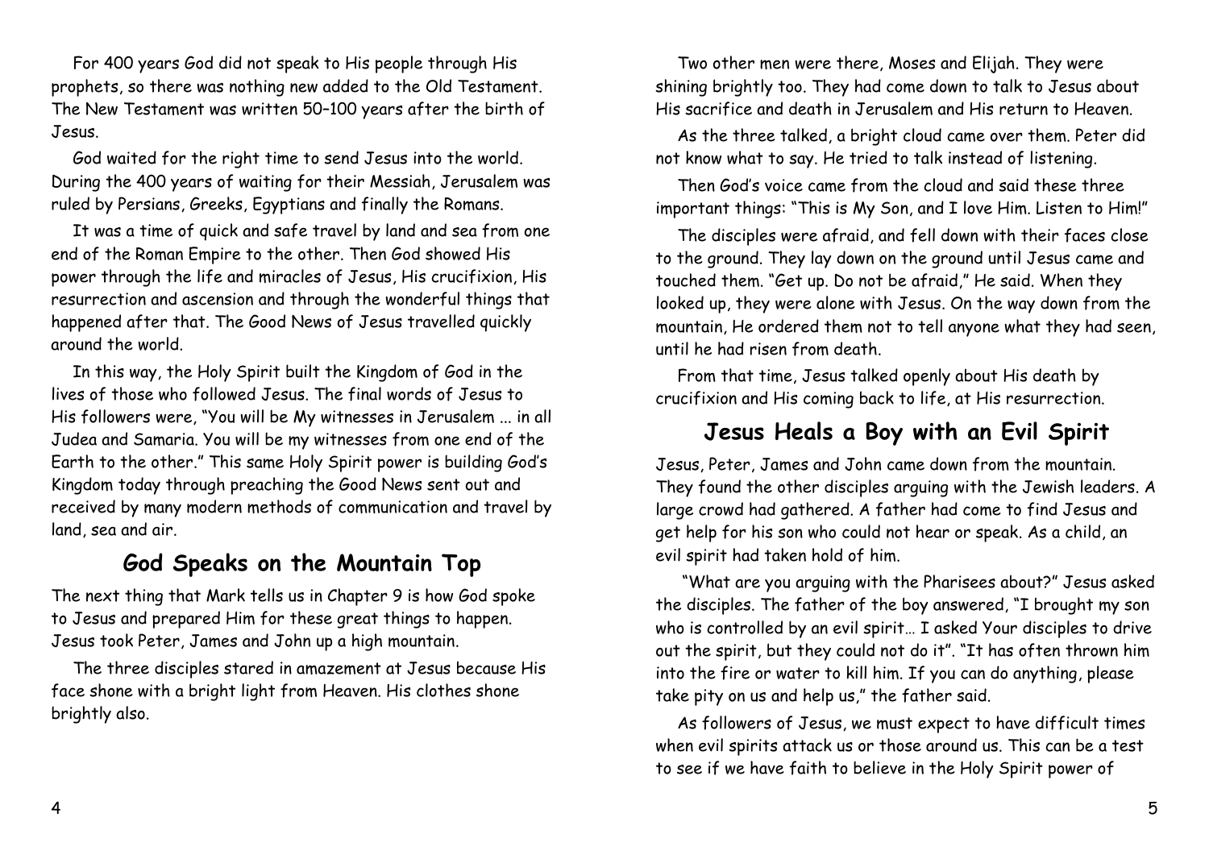For 400 years God did not speak to His people through His prophets, so there was nothing new added to the Old Testament. The New Testament was written 50–100 years after the birth of Jesus.

God waited for the right time to send Jesus into the world. During the 400 years of waiting for their Messiah, Jerusalem was ruled by Persians, Greeks, Egyptians and finally the Romans.

It was a time of quick and safe travel by land and sea from one end of the Roman Empire to the other. Then God showed His power through the life and miracles of Jesus, His crucifixion, His resurrection and ascension and through the wonderful things that happened after that. The Good News of Jesus travelled quickly around the world.

In this way, the Holy Spirit built the Kingdom of God in the lives of those who followed Jesus. The final words of Jesus to His followers were, "You will be My witnesses in Jerusalem ... in all Judea and Samaria. You will be my witnesses from one end of the Earth to the other." This same Holy Spirit power is building God's Kingdom today through preaching the Good News sent out and received by many modern methods of communication and travel by land, sea and air.

## God Speaks on the Mountain Top

The next thing that Mark tells us in Chapter 9 is how God spoke to Jesus and prepared Him for these great things to happen. Jesus took Peter, James and John up a high mountain.

The three disciples stared in amazement at Jesus because His face shone with a bright light from Heaven. His clothes shone brightly also.

Two other men were there, Moses and Elijah. They were shining brightly too. They had come down to talk to Jesus about His sacrifice and death in Jerusalem and His return to Heaven.

As the three talked, a bright cloud came over them. Peter did not know what to say. He tried to talk instead of listening.

Then God's voice came from the cloud and said these three important things: "This is My Son, and I love Him. Listen to Him!"

The disciples were afraid, and fell down with their faces close to the ground. They lay down on the ground until Jesus came and touched them. "Get up. Do not be afraid," He said. When they looked up, they were alone with Jesus. On the way down from the mountain, He ordered them not to tell anyone what they had seen, until he had risen from death.

From that time, Jesus talked openly about His death by crucifixion and His coming back to life, at His resurrection.

## Jesus Heals a Boy with an Evil Spirit

Jesus, Peter, James and John came down from the mountain. They found the other disciples arguing with the Jewish leaders. A large crowd had gathered. A father had come to find Jesus and get help for his son who could not hear or speak. As a child, an evil spirit had taken hold of him.

"What are you arguing with the Pharisees about?" Jesus asked the disciples. The father of the boy answered, "I brought my son who is controlled by an evil spirit… I asked Your disciples to drive out the spirit, but they could not do it". "It has often thrown him into the fire or water to kill him. If you can do anything, please take pity on us and help us," the father said.

As followers of Jesus, we must expect to have difficult times when evil spirits attack us or those around us. This can be a test to see if we have faith to believe in the Holy Spirit power of